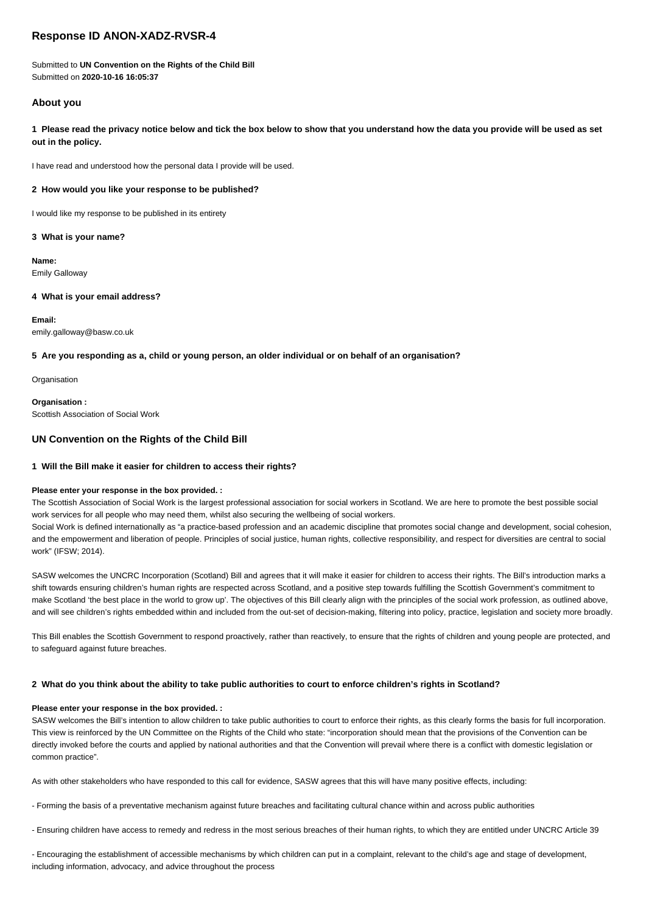# Response ID ANON-XADZ-RVSR-4

Submitted to **UN Convention on the Rights of the Child Bill**
Submitted on **2020-10-16 16:05:37**

## About you

### 1 Please read the privacy notice below and tick the box below to show that you understand how the data you provide will be used as set out in the policy.

I have read and understood how the personal data I provide will be used.

### 2 How would you like your response to be published?

I would like my response to be published in its entirety

### 3 What is your name?

**Name:**
Emily Galloway

### 4 What is your email address?

**Email:**
emily.galloway@basw.co.uk

### 5 Are you responding as a, child or young person, an older individual or on behalf of an organisation?

Organisation

**Organisation :**
Scottish Association of Social Work

## UN Convention on the Rights of the Child Bill

### 1 Will the Bill make it easier for children to access their rights?

**Please enter your response in the box provided. :**

The Scottish Association of Social Work is the largest professional association for social workers in Scotland. We are here to promote the best possible social work services for all people who may need them, whilst also securing the wellbeing of social workers.

Social Work is defined internationally as "a practice-based profession and an academic discipline that promotes social change and development, social cohesion, and the empowerment and liberation of people. Principles of social justice, human rights, collective responsibility, and respect for diversities are central to social work" (IFSW; 2014).

SASW welcomes the UNCRC Incorporation (Scotland) Bill and agrees that it will make it easier for children to access their rights. The Bill's introduction marks a shift towards ensuring children's human rights are respected across Scotland, and a positive step towards fulfilling the Scottish Government's commitment to make Scotland 'the best place in the world to grow up'. The objectives of this Bill clearly align with the principles of the social work profession, as outlined above, and will see children's rights embedded within and included from the out-set of decision-making, filtering into policy, practice, legislation and society more broadly.

This Bill enables the Scottish Government to respond proactively, rather than reactively, to ensure that the rights of children and young people are protected, and to safeguard against future breaches.

### 2 What do you think about the ability to take public authorities to court to enforce children's rights in Scotland?

**Please enter your response in the box provided. :**

SASW welcomes the Bill's intention to allow children to take public authorities to court to enforce their rights, as this clearly forms the basis for full incorporation. This view is reinforced by the UN Committee on the Rights of the Child who state: "incorporation should mean that the provisions of the Convention can be directly invoked before the courts and applied by national authorities and that the Convention will prevail where there is a conflict with domestic legislation or common practice".

As with other stakeholders who have responded to this call for evidence, SASW agrees that this will have many positive effects, including:

- Forming the basis of a preventative mechanism against future breaches and facilitating cultural chance within and across public authorities

- Ensuring children have access to remedy and redress in the most serious breaches of their human rights, to which they are entitled under UNCRC Article 39

- Encouraging the establishment of accessible mechanisms by which children can put in a complaint, relevant to the child's age and stage of development, including information, advocacy, and advice throughout the process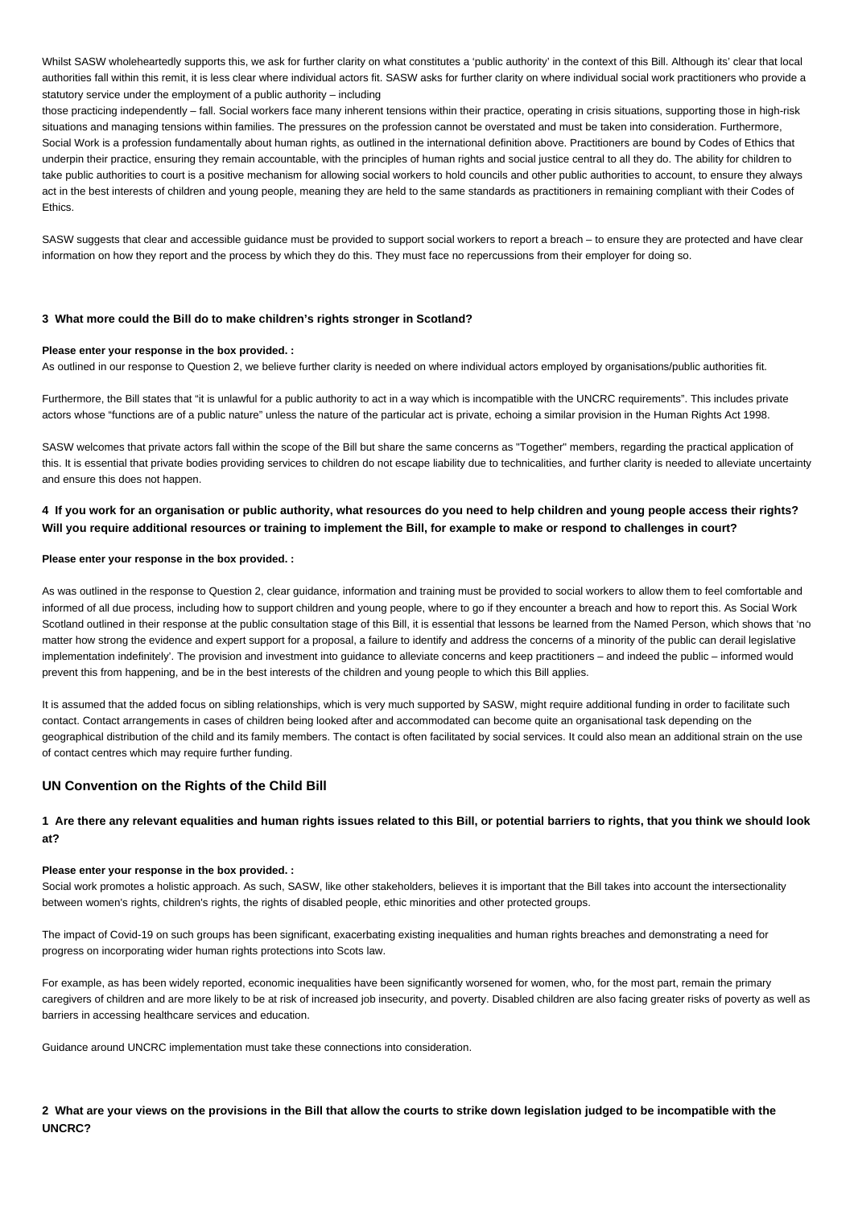Whilst SASW wholeheartedly supports this, we ask for further clarity on what constitutes a 'public authority' in the context of this Bill. Although its' clear that local authorities fall within this remit, it is less clear where individual actors fit. SASW asks for further clarity on where individual social work practitioners who provide a statutory service under the employment of a public authority – including

those practicing independently – fall. Social workers face many inherent tensions within their practice, operating in crisis situations, supporting those in high-risk situations and managing tensions within families. The pressures on the profession cannot be overstated and must be taken into consideration. Furthermore, Social Work is a profession fundamentally about human rights, as outlined in the international definition above. Practitioners are bound by Codes of Ethics that underpin their practice, ensuring they remain accountable, with the principles of human rights and social justice central to all they do. The ability for children to take public authorities to court is a positive mechanism for allowing social workers to hold councils and other public authorities to account, to ensure they always act in the best interests of children and young people, meaning they are held to the same standards as practitioners in remaining compliant with their Codes of Ethics.

SASW suggests that clear and accessible guidance must be provided to support social workers to report a breach – to ensure they are protected and have clear information on how they report and the process by which they do this. They must face no repercussions from their employer for doing so.

**3 What more could the Bill do to make children's rights stronger in Scotland?**

**Please enter your response in the box provided. :**

As outlined in our response to Question 2, we believe further clarity is needed on where individual actors employed by organisations/public authorities fit.

Furthermore, the Bill states that "it is unlawful for a public authority to act in a way which is incompatible with the UNCRC requirements". This includes private actors whose "functions are of a public nature" unless the nature of the particular act is private, echoing a similar provision in the Human Rights Act 1998.

SASW welcomes that private actors fall within the scope of the Bill but share the same concerns as "Together" members, regarding the practical application of this. It is essential that private bodies providing services to children do not escape liability due to technicalities, and further clarity is needed to alleviate uncertainty and ensure this does not happen.

**4 If you work for an organisation or public authority, what resources do you need to help children and young people access their rights? Will you require additional resources or training to implement the Bill, for example to make or respond to challenges in court?**

**Please enter your response in the box provided. :**

As was outlined in the response to Question 2, clear guidance, information and training must be provided to social workers to allow them to feel comfortable and informed of all due process, including how to support children and young people, where to go if they encounter a breach and how to report this. As Social Work Scotland outlined in their response at the public consultation stage of this Bill, it is essential that lessons be learned from the Named Person, which shows that 'no matter how strong the evidence and expert support for a proposal, a failure to identify and address the concerns of a minority of the public can derail legislative implementation indefinitely'. The provision and investment into guidance to alleviate concerns and keep practitioners – and indeed the public – informed would prevent this from happening, and be in the best interests of the children and young people to which this Bill applies.

It is assumed that the added focus on sibling relationships, which is very much supported by SASW, might require additional funding in order to facilitate such contact. Contact arrangements in cases of children being looked after and accommodated can become quite an organisational task depending on the geographical distribution of the child and its family members. The contact is often facilitated by social services. It could also mean an additional strain on the use of contact centres which may require further funding.

## UN Convention on the Rights of the Child Bill

**1 Are there any relevant equalities and human rights issues related to this Bill, or potential barriers to rights, that you think we should look at?**

**Please enter your response in the box provided. :**

Social work promotes a holistic approach. As such, SASW, like other stakeholders, believes it is important that the Bill takes into account the intersectionality between women's rights, children's rights, the rights of disabled people, ethic minorities and other protected groups.

The impact of Covid-19 on such groups has been significant, exacerbating existing inequalities and human rights breaches and demonstrating a need for progress on incorporating wider human rights protections into Scots law.

For example, as has been widely reported, economic inequalities have been significantly worsened for women, who, for the most part, remain the primary caregivers of children and are more likely to be at risk of increased job insecurity, and poverty. Disabled children are also facing greater risks of poverty as well as barriers in accessing healthcare services and education.

Guidance around UNCRC implementation must take these connections into consideration.

**2 What are your views on the provisions in the Bill that allow the courts to strike down legislation judged to be incompatible with the UNCRC?**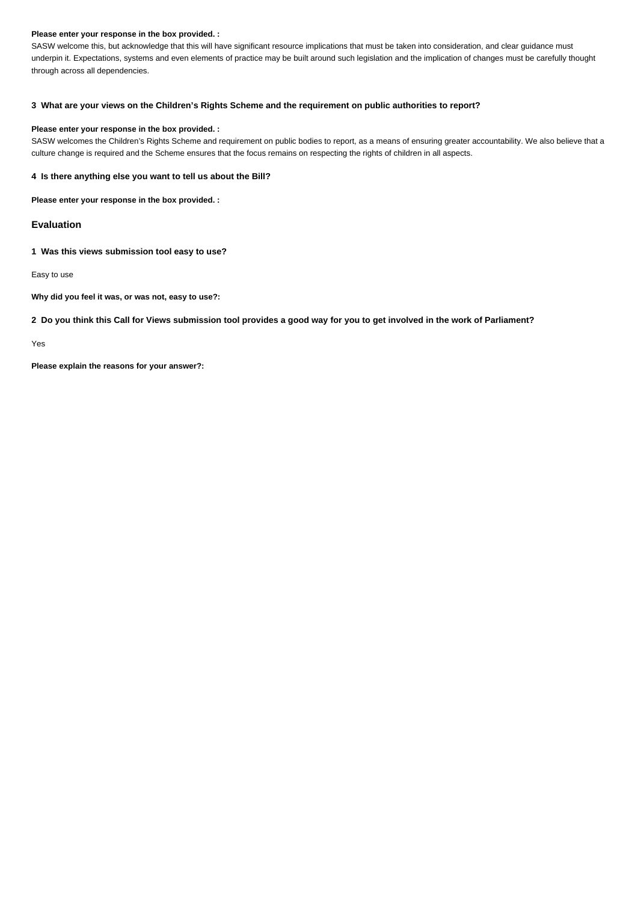**Please enter your response in the box provided. :**

SASW welcome this, but acknowledge that this will have significant resource implications that must be taken into consideration, and clear guidance must underpin it. Expectations, systems and even elements of practice may be built around such legislation and the implication of changes must be carefully thought through across all dependencies.

**3 What are your views on the Children's Rights Scheme and the requirement on public authorities to report?**

**Please enter your response in the box provided. :**

SASW welcomes the Children's Rights Scheme and requirement on public bodies to report, as a means of ensuring greater accountability. We also believe that a culture change is required and the Scheme ensures that the focus remains on respecting the rights of children in all aspects.

**4 Is there anything else you want to tell us about the Bill?**

**Please enter your response in the box provided. :**

## Evaluation

**1 Was this views submission tool easy to use?**

Easy to use

**Why did you feel it was, or was not, easy to use?:**

**2 Do you think this Call for Views submission tool provides a good way for you to get involved in the work of Parliament?**

Yes

**Please explain the reasons for your answer?:**